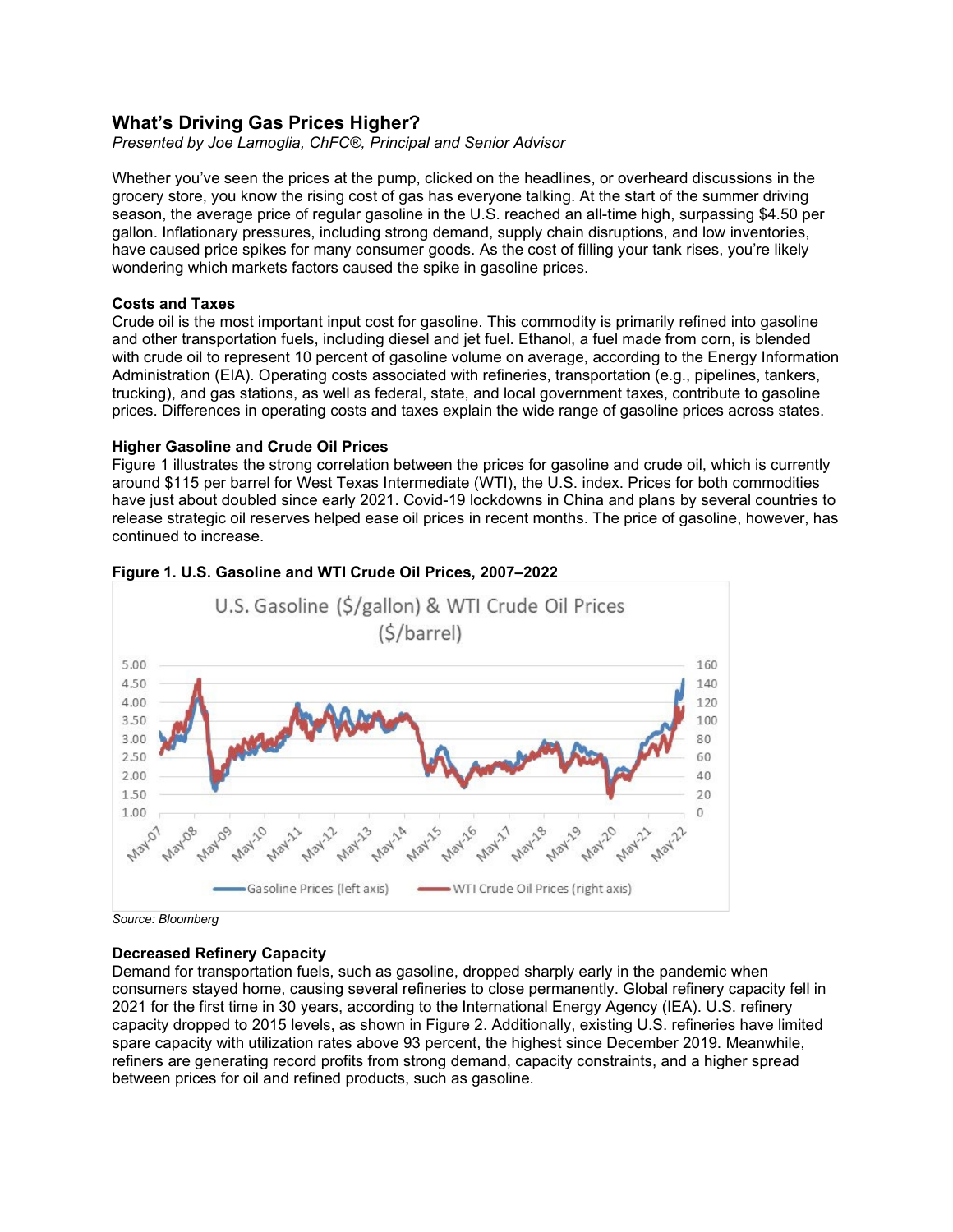# What's Driving Gas Prices Higher?

*Presented by Joe Lamoglia, ChFC®, Principal and Senior Advisor*

Whether you've seen the prices at the pump, clicked on the headlines, or overheard discussions in the grocery store, you know the rising cost of gas has everyone talking. At the start of the summer driving season, the average price of regular gasoline in the U.S. reached an all-time high, surpassing $4.50 per gallon. Inflationary pressures, including strong demand, supply chain disruptions, and low inventories, have caused price spikes for many consumer goods. As the cost of filling your tank rises, you're likely wondering which markets factors caused the spike in gasoline prices.

**Costs and Taxes**

Crude oil is the most important input cost for gasoline. This commodity is primarily refined into gasoline and other transportation fuels, including diesel and jet fuel. Ethanol, a fuel made from corn, is blended with crude oil to represent 10 percent of gasoline volume on average, according to the Energy Information Administration (EIA). Operating costs associated with refineries, transportation (e.g., pipelines, tankers, trucking), and gas stations, as well as federal, state, and local government taxes, contribute to gasoline prices. Differences in operating costs and taxes explain the wide range of gasoline prices across states.

**Higher Gasoline and Crude Oil Prices**

Figure 1 illustrates the strong correlation between the prices for gasoline and crude oil, which is currently around $115 per barrel for West Texas Intermediate (WTI), the U.S. index. Prices for both commodities have just about doubled since early 2021. Covid-19 lockdowns in China and plans by several countries to release strategic oil reserves helped ease oil prices in recent months. The price of gasoline, however, has continued to increase.

**Figure 1. U.S. Gasoline and WTI Crude Oil Prices, 2007–2022**

*Source: Bloomberg*

**Decreased Refinery Capacity**

Demand for transportation fuels, such as gasoline, dropped sharply early in the pandemic when consumers stayed home, causing several refineries to close permanently. Global refinery capacity fell in 2021 for the first time in 30 years, according to the International Energy Agency (IEA). U.S. refinery capacity dropped to 2015 levels, as shown in Figure 2. Additionally, existing U.S. refineries have limited spare capacity with utilization rates above 93 percent, the highest since December 2019. Meanwhile, refiners are generating record profits from strong demand, capacity constraints, and a higher spread between prices for oil and refined products, such as gasoline.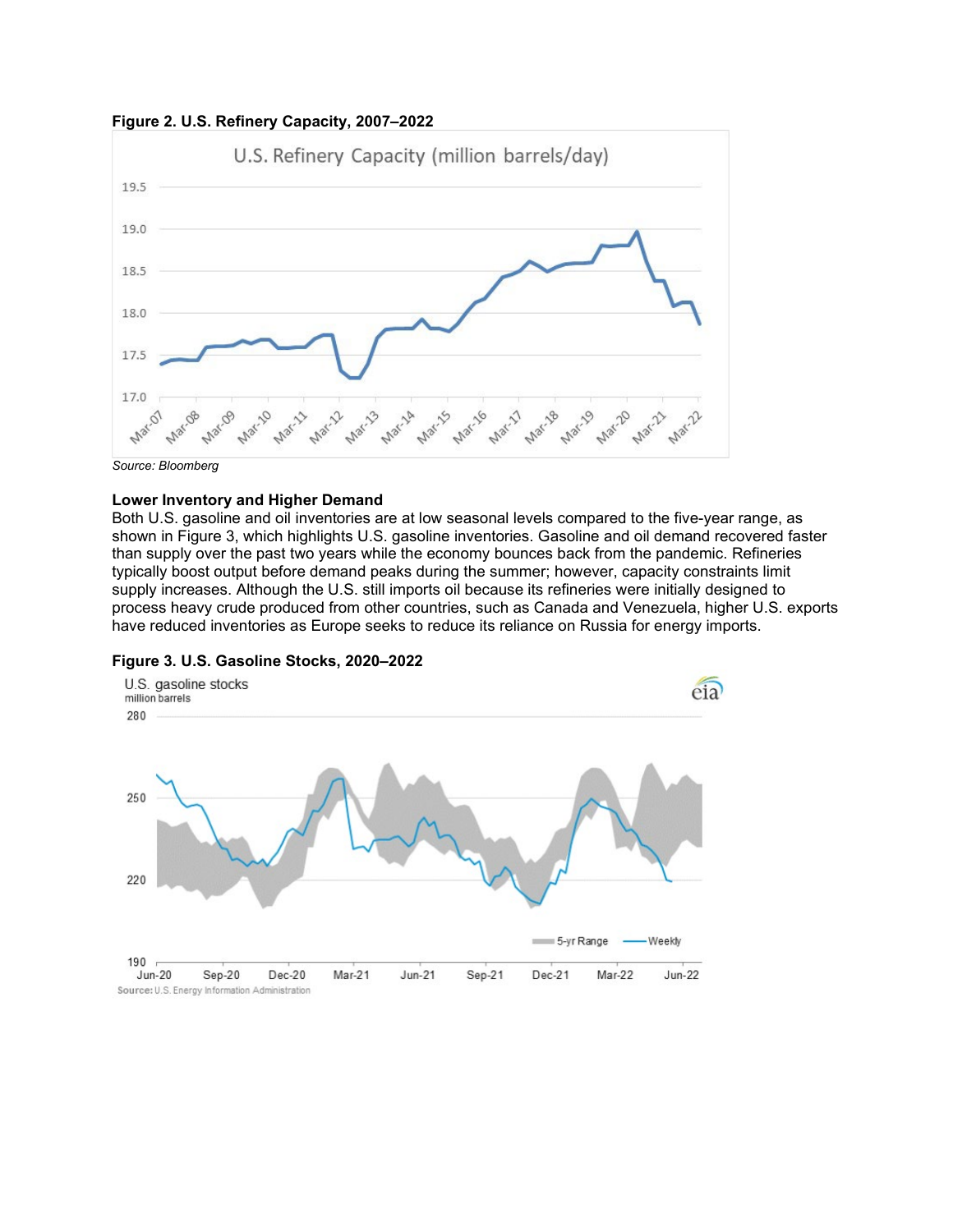**Figure 2. U.S. Refinery Capacity, 2007–2022**

*Source: Bloomberg*

**Lower Inventory and Higher Demand**

Both U.S. gasoline and oil inventories are at low seasonal levels compared to the five-year range, as shown in Figure 3, which highlights U.S. gasoline inventories. Gasoline and oil demand recovered faster than supply over the past two years while the economy bounces back from the pandemic. Refineries typically boost output before demand peaks during the summer; however, capacity constraints limit supply increases. Although the U.S. still imports oil because its refineries were initially designed to process heavy crude produced from other countries, such as Canada and Venezuela, higher U.S. exports have reduced inventories as Europe seeks to reduce its reliance on Russia for energy imports.

**Figure 3. U.S. Gasoline Stocks, 2020–2022**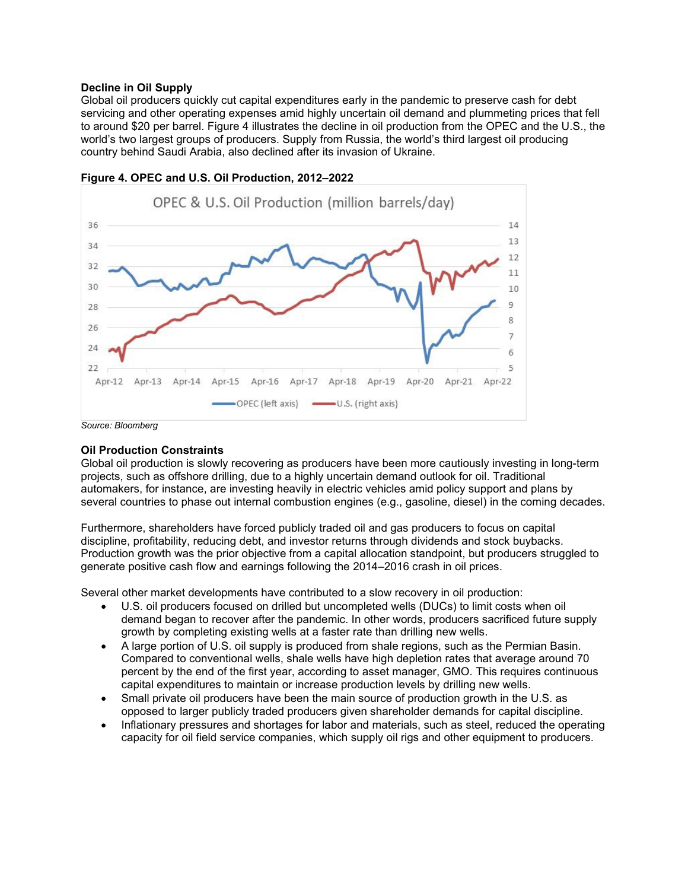**Decline in Oil Supply**

Global oil producers quickly cut capital expenditures early in the pandemic to preserve cash for debt servicing and other operating expenses amid highly uncertain oil demand and plummeting prices that fell to around $20 per barrel. Figure 4 illustrates the decline in oil production from the OPEC and the U.S., the world's two largest groups of producers. Supply from Russia, the world's third largest oil producing country behind Saudi Arabia, also declined after its invasion of Ukraine.

**Figure 4. OPEC and U.S. Oil Production, 2012–2022**

*Source: Bloomberg*

**Oil Production Constraints**

Global oil production is slowly recovering as producers have been more cautiously investing in long-term projects, such as offshore drilling, due to a highly uncertain demand outlook for oil. Traditional automakers, for instance, are investing heavily in electric vehicles amid policy support and plans by several countries to phase out internal combustion engines (e.g., gasoline, diesel) in the coming decades.

Furthermore, shareholders have forced publicly traded oil and gas producers to focus on capital discipline, profitability, reducing debt, and investor returns through dividends and stock buybacks. Production growth was the prior objective from a capital allocation standpoint, but producers struggled to generate positive cash flow and earnings following the 2014–2016 crash in oil prices.

Several other market developments have contributed to a slow recovery in oil production:

- U.S. oil producers focused on drilled but uncompleted wells (DUCs) to limit costs when oil demand began to recover after the pandemic. In other words, producers sacrificed future supply growth by completing existing wells at a faster rate than drilling new wells.
- A large portion of U.S. oil supply is produced from shale regions, such as the Permian Basin. Compared to conventional wells, shale wells have high depletion rates that average around 70 percent by the end of the first year, according to asset manager, GMO. This requires continuous capital expenditures to maintain or increase production levels by drilling new wells.
- Small private oil producers have been the main source of production growth in the U.S. as opposed to larger publicly traded producers given shareholder demands for capital discipline.
- Inflationary pressures and shortages for labor and materials, such as steel, reduced the operating capacity for oil field service companies, which supply oil rigs and other equipment to producers.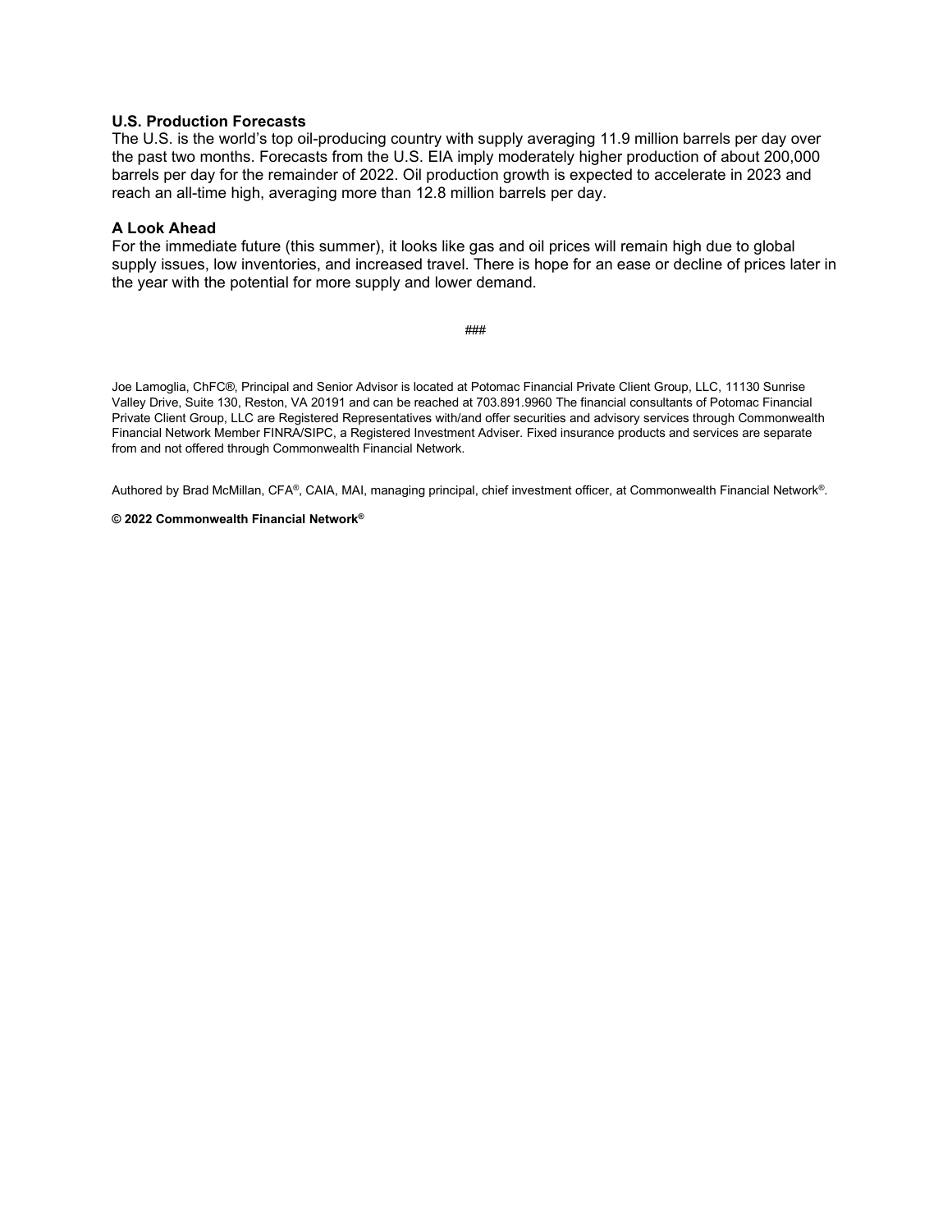**U.S. Production Forecasts**

The U.S. is the world's top oil-producing country with supply averaging 11.9 million barrels per day over the past two months. Forecasts from the U.S. EIA imply moderately higher production of about 200,000 barrels per day for the remainder of 2022. Oil production growth is expected to accelerate in 2023 and reach an all-time high, averaging more than 12.8 million barrels per day.

**A Look Ahead**

For the immediate future (this summer), it looks like gas and oil prices will remain high due to global supply issues, low inventories, and increased travel. There is hope for an ease or decline of prices later in the year with the potential for more supply and lower demand.

###

Joe Lamoglia, ChFC®, Principal and Senior Advisor is located at Potomac Financial Private Client Group, LLC, 11130 Sunrise Valley Drive, Suite 130, Reston, VA 20191 and can be reached at 703.891.9960 The financial consultants of Potomac Financial Private Client Group, LLC are Registered Representatives with/and offer securities and advisory services through Commonwealth Financial Network Member FINRA/SIPC, a Registered Investment Adviser. Fixed insurance products and services are separate from and not offered through Commonwealth Financial Network.

Authored by Brad McMillan, CFA®, CAIA, MAI, managing principal, chief investment officer, at Commonwealth Financial Network®.

**© 2022 Commonwealth Financial Network®**